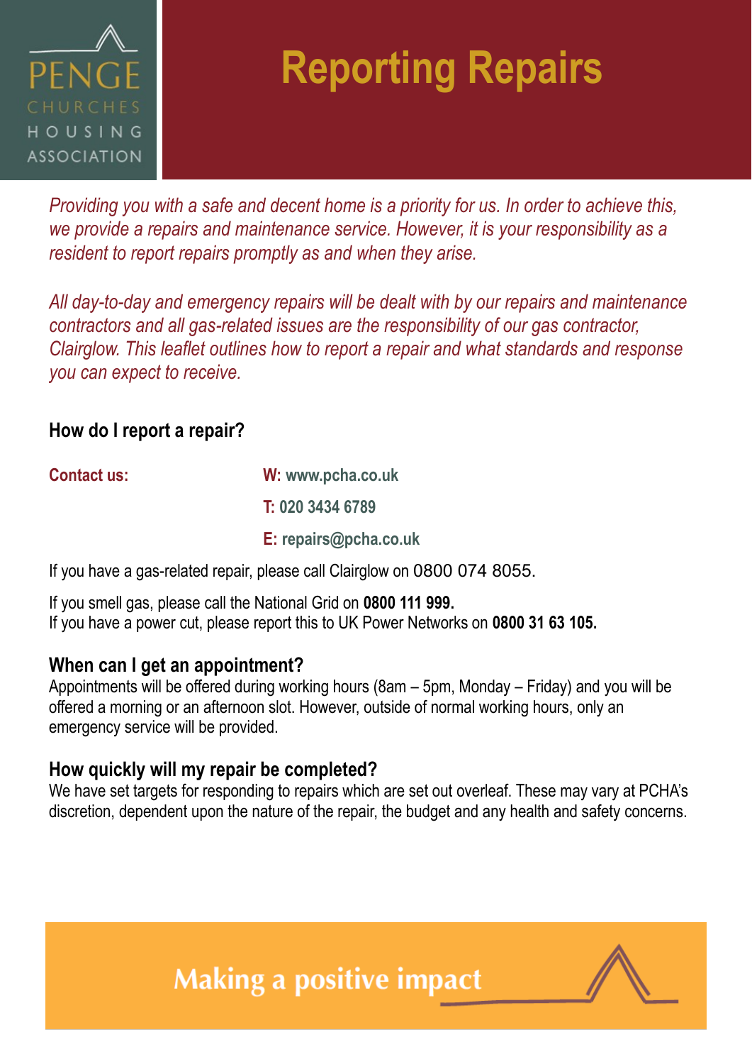PENGE CHURCHES HOUSING ASSOCIATION

# Reporting Repairs

*Providing you with a safe and decent home is a priority for us. In order to achieve this, we provide a repairs and maintenance service. However, it is your responsibility as a resident to report repairs promptly as and when they arise.*

*All day-to-day and emergency repairs will be dealt with by our repairs and maintenance contractors and all gas-related issues are the responsibility of our gas contractor, Clairglow. This leaflet outlines how to report a repair and what standards and response you can expect to receive.*

## How do I report a repair?

**Contact us:**

**W:** www.pcha.co.uk

**T:** 020 3434 6789

**E:** repairs@pcha.co.uk

If you have a gas-related repair, please call Clairglow on 0800 074 8055.

If you smell gas, please call the National Grid on **0800 111 999.**
If you have a power cut, please report this to UK Power Networks on **0800 31 63 105.**

## When can I get an appointment?

Appointments will be offered during working hours (8am – 5pm, Monday – Friday) and you will be offered a morning or an afternoon slot. However, outside of normal working hours, only an emergency service will be provided.

## How quickly will my repair be completed?

We have set targets for responding to repairs which are set out overleaf. These may vary at PCHA's discretion, dependent upon the nature of the repair, the budget and any health and safety concerns.

Making a positive impact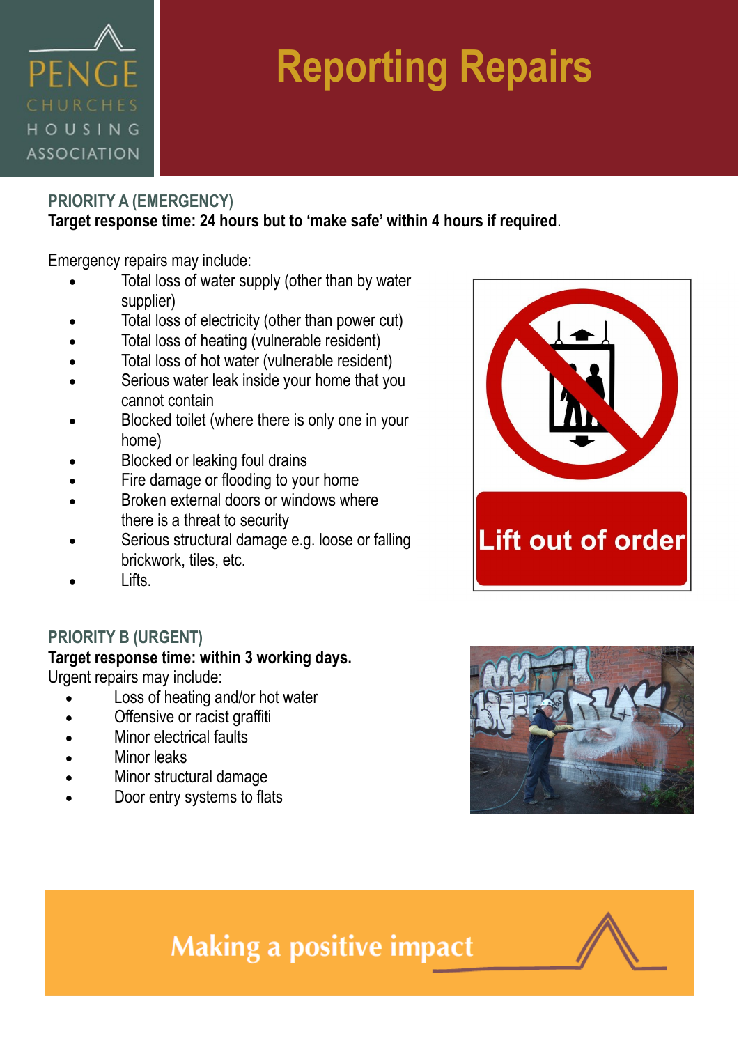PENGE CHURCHES HOUSING ASSOCIATION

# Reporting Repairs

## PRIORITY A (EMERGENCY)

**Target response time: 24 hours but to 'make safe' within 4 hours if required**.

Emergency repairs may include:

- Total loss of water supply (other than by water supplier)
- Total loss of electricity (other than power cut)
- Total loss of heating (vulnerable resident)
- Total loss of hot water (vulnerable resident)
- Serious water leak inside your home that you cannot contain
- Blocked toilet (where there is only one in your home)
- Blocked or leaking foul drains
- Fire damage or flooding to your home
- Broken external doors or windows where there is a threat to security
- Serious structural damage e.g. loose or falling brickwork, tiles, etc.
- Lifts.

Lift out of order

## PRIORITY B (URGENT)

**Target response time: within 3 working days.**

Urgent repairs may include:

- Loss of heating and/or hot water
- Offensive or racist graffiti
- Minor electrical faults
- Minor leaks
- Minor structural damage
- Door entry systems to flats

Making a positive impact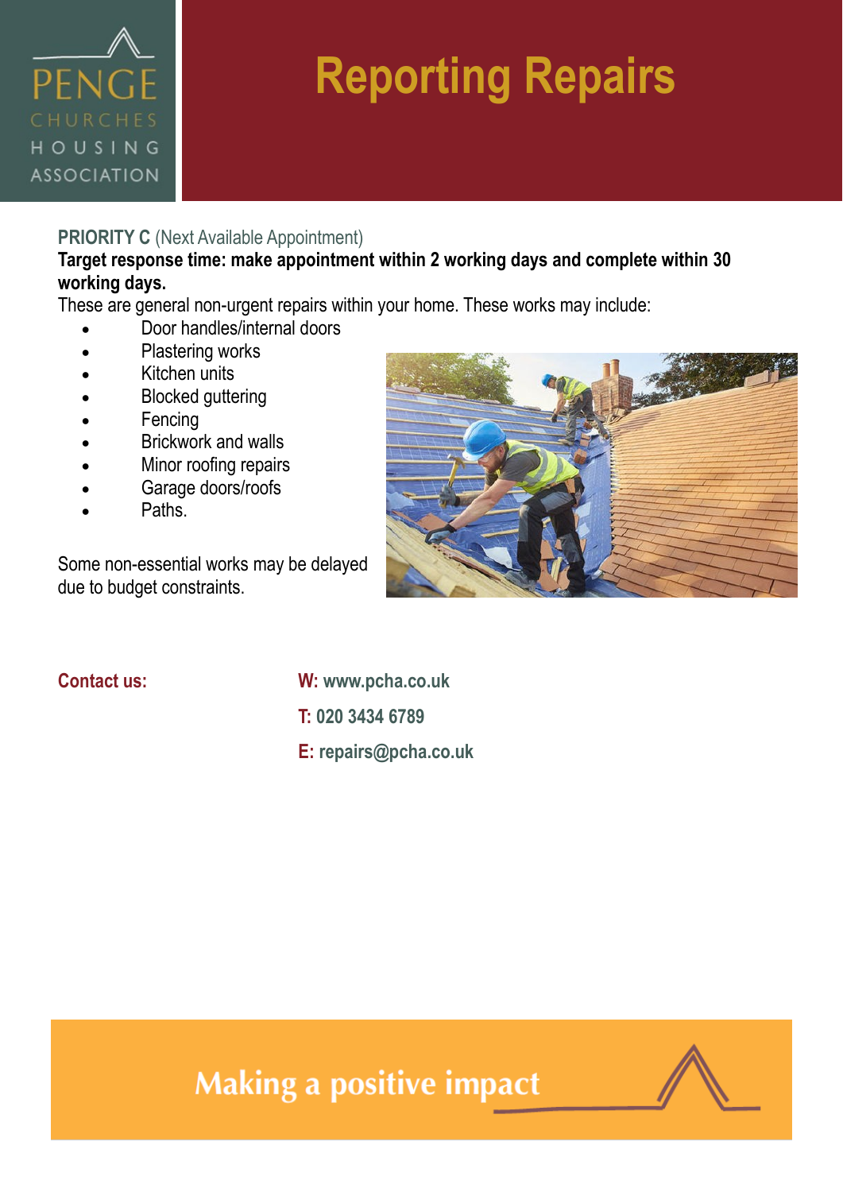# Reporting Repairs

**PRIORITY C** (Next Available Appointment)

**Target response time: make appointment within 2 working days and complete within 30 working days.**

These are general non-urgent repairs within your home. These works may include:

- Door handles/internal doors
- Plastering works
- Kitchen units
- Blocked guttering
- Fencing
- Brickwork and walls
- Minor roofing repairs
- Garage doors/roofs
- Paths.

Some non-essential works may be delayed due to budget constraints.

**Contact us:**

**W:** www.pcha.co.uk

**T:** 020 3434 6789

**E:** repairs@pcha.co.uk

Making a positive impact